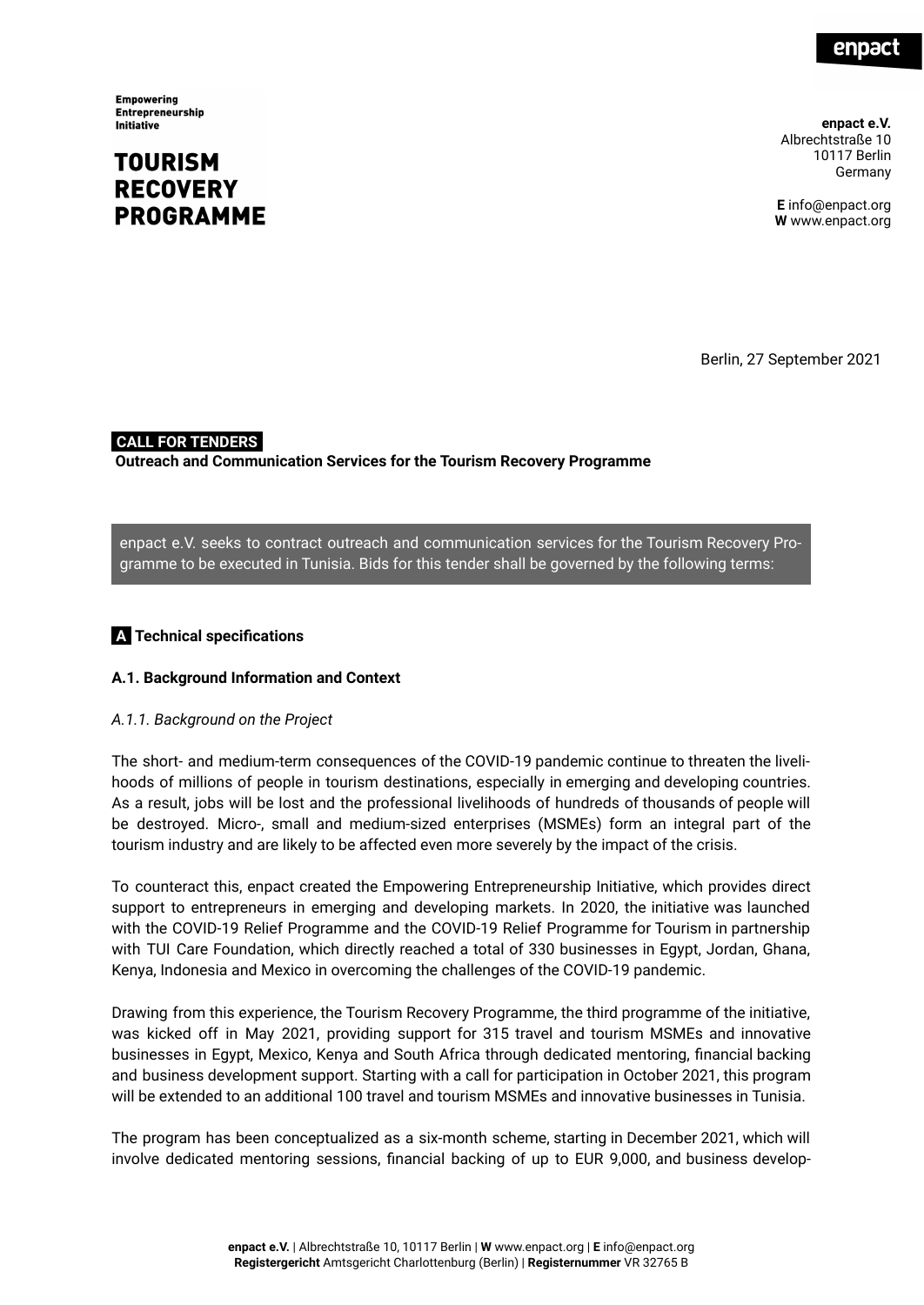**Empowering Entrepreneurship Initiative**

# TOURISM RECOVERY PROGRAMME

**enpact e.V.**
Albrechtstraße 10
10117 Berlin
Germany

**E** info@enpact.org
**W** www.enpact.org

Berlin, 27 September 2021

**CALL FOR TENDERS**
**Outreach and Communication Services for the Tourism Recovery Programme**

enpact e.V. seeks to contract outreach and communication services for the Tourism Recovery Programme to be executed in Tunisia. Bids for this tender shall be governed by the following terms:

## A Technical specifications

### A.1. Background Information and Context

*A.1.1. Background on the Project*

The short- and medium-term consequences of the COVID-19 pandemic continue to threaten the livelihoods of millions of people in tourism destinations, especially in emerging and developing countries. As a result, jobs will be lost and the professional livelihoods of hundreds of thousands of people will be destroyed. Micro-, small and medium-sized enterprises (MSMEs) form an integral part of the tourism industry and are likely to be affected even more severely by the impact of the crisis.

To counteract this, enpact created the Empowering Entrepreneurship Initiative, which provides direct support to entrepreneurs in emerging and developing markets. In 2020, the initiative was launched with the COVID-19 Relief Programme and the COVID-19 Relief Programme for Tourism in partnership with TUI Care Foundation, which directly reached a total of 330 businesses in Egypt, Jordan, Ghana, Kenya, Indonesia and Mexico in overcoming the challenges of the COVID-19 pandemic.

Drawing from this experience, the Tourism Recovery Programme, the third programme of the initiative, was kicked off in May 2021, providing support for 315 travel and tourism MSMEs and innovative businesses in Egypt, Mexico, Kenya and South Africa through dedicated mentoring, financial backing and business development support. Starting with a call for participation in October 2021, this program will be extended to an additional 100 travel and tourism MSMEs and innovative businesses in Tunisia.

The program has been conceptualized as a six-month scheme, starting in December 2021, which will involve dedicated mentoring sessions, financial backing of up to EUR 9,000, and business develop-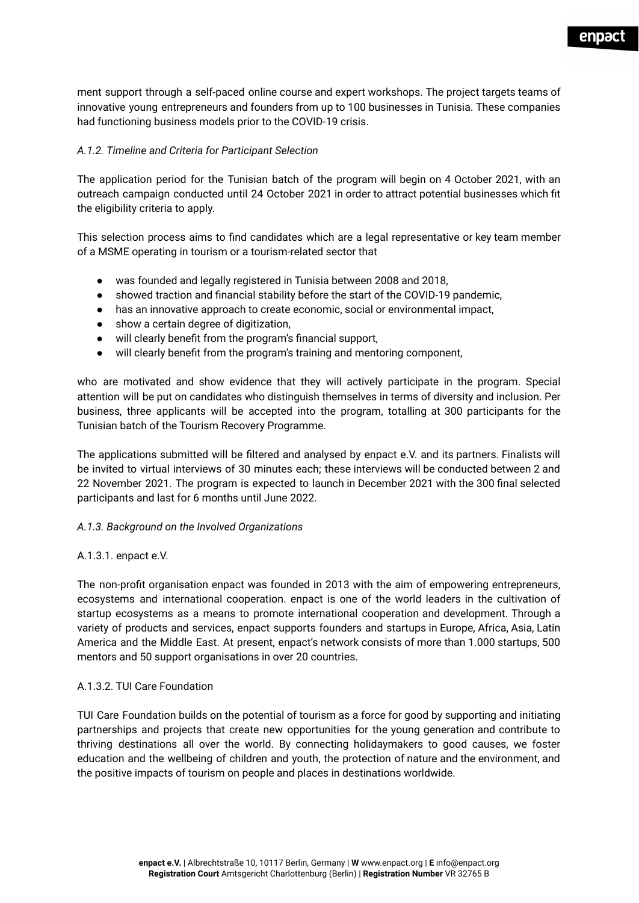ment support through a self-paced online course and expert workshops. The project targets teams of innovative young entrepreneurs and founders from up to 100 businesses in Tunisia. These companies had functioning business models prior to the COVID-19 crisis.

#### *A.1.2. Timeline and Criteria for Participant Selection*

The application period for the Tunisian batch of the program will begin on 4 October 2021, with an outreach campaign conducted until 24 October 2021 in order to attract potential businesses which fit the eligibility criteria to apply.

This selection process aims to find candidates which are a legal representative or key team member of a MSME operating in tourism or a tourism-related sector that

- was founded and legally registered in Tunisia between 2008 and 2018,
- showed traction and financial stability before the start of the COVID-19 pandemic,
- has an innovative approach to create economic, social or environmental impact,
- show a certain degree of digitization,
- will clearly benefit from the program's financial support,
- will clearly benefit from the program's training and mentoring component,

who are motivated and show evidence that they will actively participate in the program. Special attention will be put on candidates who distinguish themselves in terms of diversity and inclusion. Per business, three applicants will be accepted into the program, totalling at 300 participants for the Tunisian batch of the Tourism Recovery Programme.

The applications submitted will be filtered and analysed by enpact e.V. and its partners. Finalists will be invited to virtual interviews of 30 minutes each; these interviews will be conducted between 2 and 22 November 2021. The program is expected to launch in December 2021 with the 300 final selected participants and last for 6 months until June 2022.

#### *A.1.3. Background on the Involved Organizations*

##### A.1.3.1. enpact e.V.

The non-profit organisation enpact was founded in 2013 with the aim of empowering entrepreneurs, ecosystems and international cooperation. enpact is one of the world leaders in the cultivation of startup ecosystems as a means to promote international cooperation and development. Through a variety of products and services, enpact supports founders and startups in Europe, Africa, Asia, Latin America and the Middle East. At present, enpact's network consists of more than 1.000 startups, 500 mentors and 50 support organisations in over 20 countries.

##### A.1.3.2. TUI Care Foundation

TUI Care Foundation builds on the potential of tourism as a force for good by supporting and initiating partnerships and projects that create new opportunities for the young generation and contribute to thriving destinations all over the world. By connecting holidaymakers to good causes, we foster education and the wellbeing of children and youth, the protection of nature and the environment, and the positive impacts of tourism on people and places in destinations worldwide.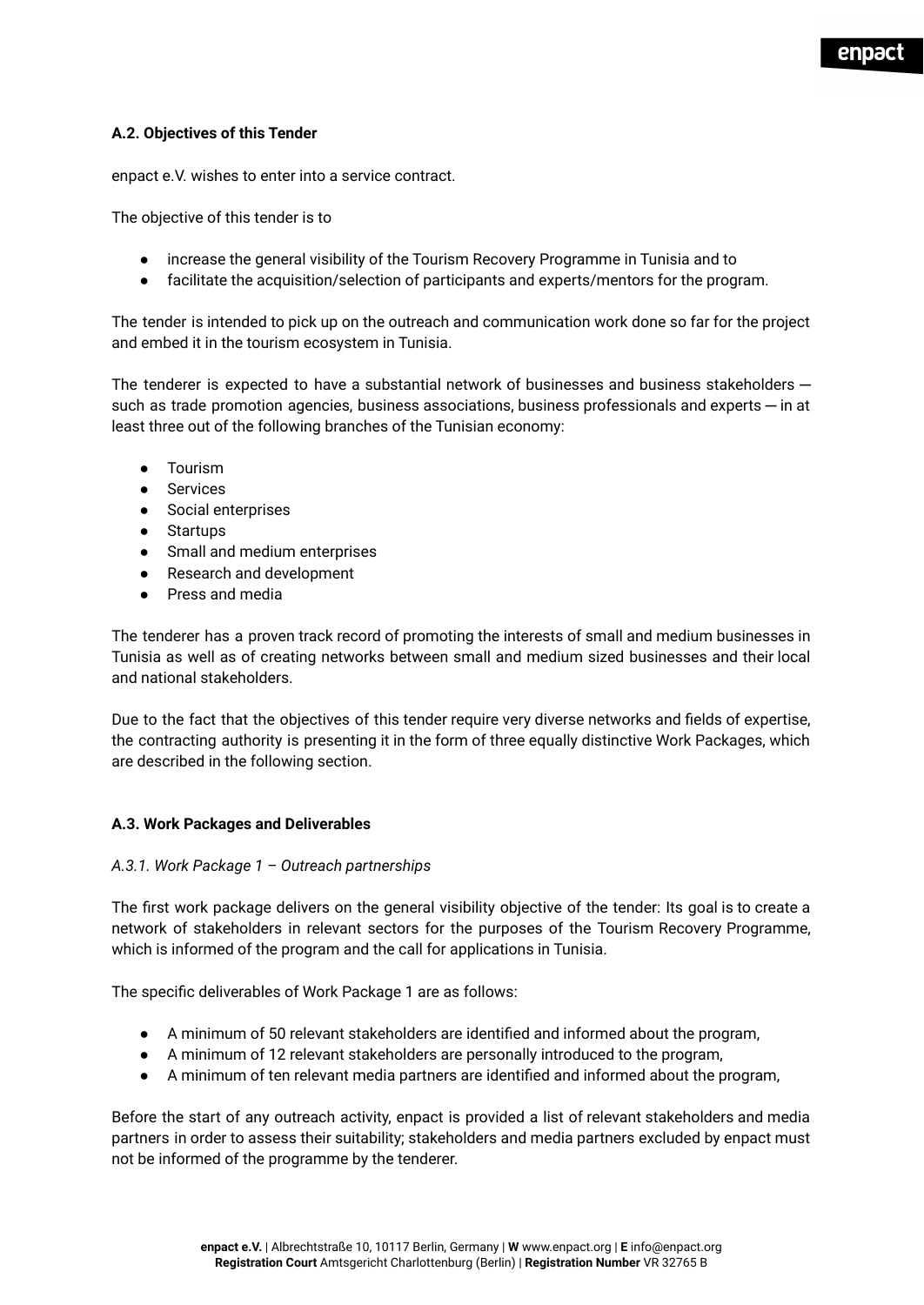### A.2. Objectives of this Tender

enpact e.V. wishes to enter into a service contract.

The objective of this tender is to

- increase the general visibility of the Tourism Recovery Programme in Tunisia and to
- facilitate the acquisition/selection of participants and experts/mentors for the program.

The tender is intended to pick up on the outreach and communication work done so far for the project and embed it in the tourism ecosystem in Tunisia.

The tenderer is expected to have a substantial network of businesses and business stakeholders — such as trade promotion agencies, business associations, business professionals and experts — in at least three out of the following branches of the Tunisian economy:

- Tourism
- Services
- Social enterprises
- Startups
- Small and medium enterprises
- Research and development
- Press and media

The tenderer has a proven track record of promoting the interests of small and medium businesses in Tunisia as well as of creating networks between small and medium sized businesses and their local and national stakeholders.

Due to the fact that the objectives of this tender require very diverse networks and fields of expertise, the contracting authority is presenting it in the form of three equally distinctive Work Packages, which are described in the following section.

### A.3. Work Packages and Deliverables

#### *A.3.1. Work Package 1 – Outreach partnerships*

The first work package delivers on the general visibility objective of the tender: Its goal is to create a network of stakeholders in relevant sectors for the purposes of the Tourism Recovery Programme, which is informed of the program and the call for applications in Tunisia.

The specific deliverables of Work Package 1 are as follows:

- A minimum of 50 relevant stakeholders are identified and informed about the program,
- A minimum of 12 relevant stakeholders are personally introduced to the program,
- A minimum of ten relevant media partners are identified and informed about the program,

Before the start of any outreach activity, enpact is provided a list of relevant stakeholders and media partners in order to assess their suitability; stakeholders and media partners excluded by enpact must not be informed of the programme by the tenderer.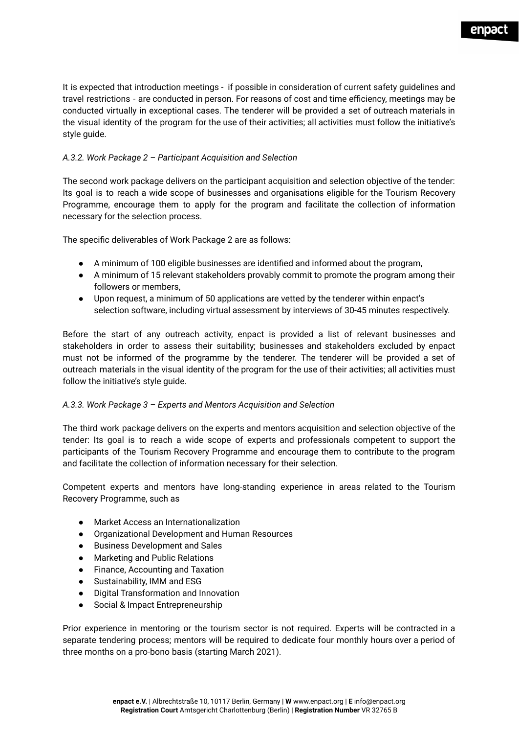It is expected that introduction meetings - if possible in consideration of current safety guidelines and travel restrictions - are conducted in person. For reasons of cost and time efficiency, meetings may be conducted virtually in exceptional cases. The tenderer will be provided a set of outreach materials in the visual identity of the program for the use of their activities; all activities must follow the initiative's style guide.

### *A.3.2. Work Package 2 – Participant Acquisition and Selection*

The second work package delivers on the participant acquisition and selection objective of the tender: Its goal is to reach a wide scope of businesses and organisations eligible for the Tourism Recovery Programme, encourage them to apply for the program and facilitate the collection of information necessary for the selection process.

The specific deliverables of Work Package 2 are as follows:

- A minimum of 100 eligible businesses are identified and informed about the program,
- A minimum of 15 relevant stakeholders provably commit to promote the program among their followers or members,
- Upon request, a minimum of 50 applications are vetted by the tenderer within enpact's selection software, including virtual assessment by interviews of 30-45 minutes respectively.

Before the start of any outreach activity, enpact is provided a list of relevant businesses and stakeholders in order to assess their suitability; businesses and stakeholders excluded by enpact must not be informed of the programme by the tenderer. The tenderer will be provided a set of outreach materials in the visual identity of the program for the use of their activities; all activities must follow the initiative's style guide.

### *A.3.3. Work Package 3 – Experts and Mentors Acquisition and Selection*

The third work package delivers on the experts and mentors acquisition and selection objective of the tender: Its goal is to reach a wide scope of experts and professionals competent to support the participants of the Tourism Recovery Programme and encourage them to contribute to the program and facilitate the collection of information necessary for their selection.

Competent experts and mentors have long-standing experience in areas related to the Tourism Recovery Programme, such as

- Market Access an Internationalization
- Organizational Development and Human Resources
- Business Development and Sales
- Marketing and Public Relations
- Finance, Accounting and Taxation
- Sustainability, IMM and ESG
- Digital Transformation and Innovation
- Social & Impact Entrepreneurship

Prior experience in mentoring or the tourism sector is not required. Experts will be contracted in a separate tendering process; mentors will be required to dedicate four monthly hours over a period of three months on a pro-bono basis (starting March 2021).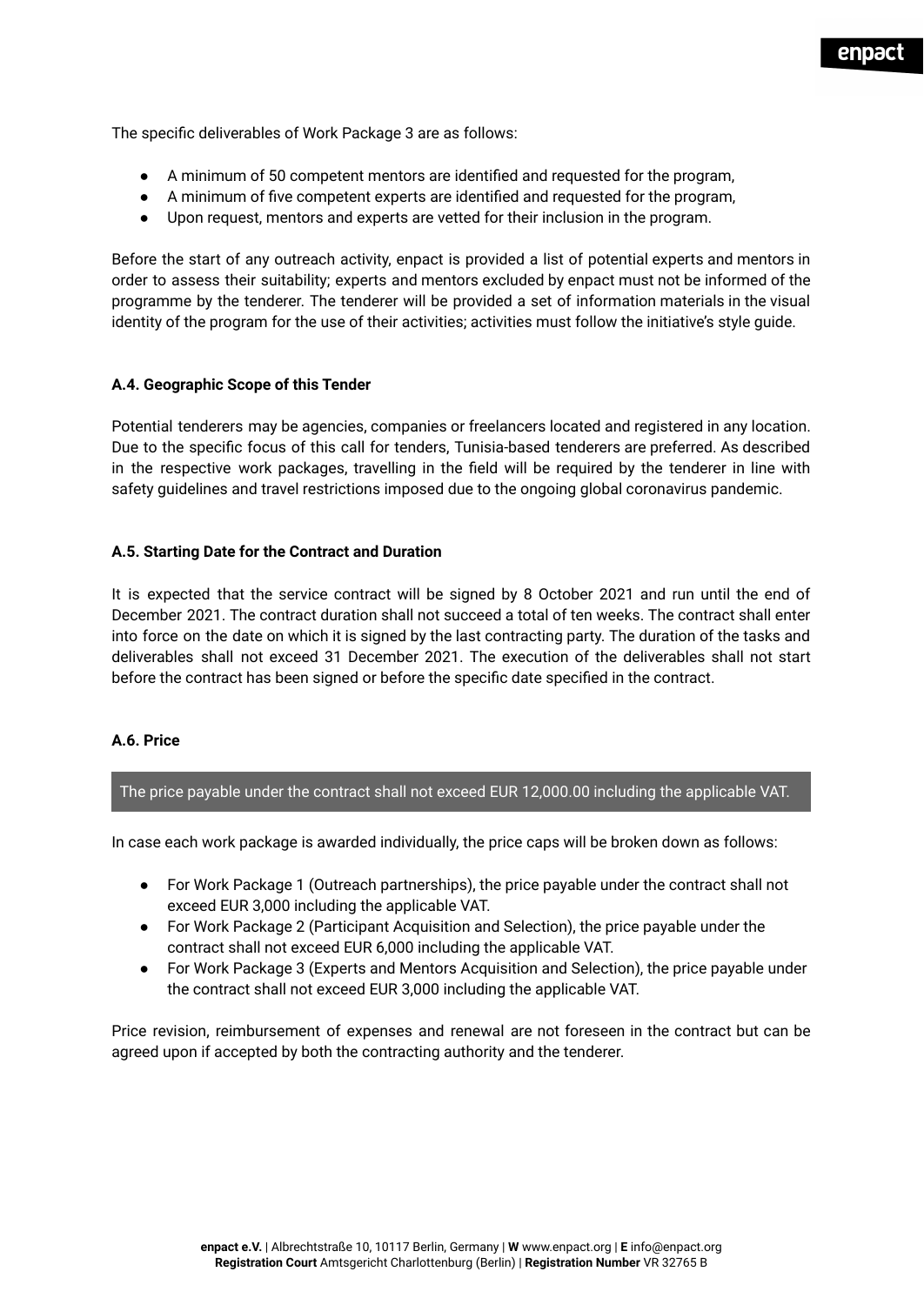The specific deliverables of Work Package 3 are as follows:

- A minimum of 50 competent mentors are identified and requested for the program,
- A minimum of five competent experts are identified and requested for the program,
- Upon request, mentors and experts are vetted for their inclusion in the program.

Before the start of any outreach activity, enpact is provided a list of potential experts and mentors in order to assess their suitability; experts and mentors excluded by enpact must not be informed of the programme by the tenderer. The tenderer will be provided a set of information materials in the visual identity of the program for the use of their activities; activities must follow the initiative's style guide.

#### A.4. Geographic Scope of this Tender

Potential tenderers may be agencies, companies or freelancers located and registered in any location. Due to the specific focus of this call for tenders, Tunisia-based tenderers are preferred. As described in the respective work packages, travelling in the field will be required by the tenderer in line with safety guidelines and travel restrictions imposed due to the ongoing global coronavirus pandemic.

#### A.5. Starting Date for the Contract and Duration

It is expected that the service contract will be signed by 8 October 2021 and run until the end of December 2021. The contract duration shall not succeed a total of ten weeks. The contract shall enter into force on the date on which it is signed by the last contracting party. The duration of the tasks and deliverables shall not exceed 31 December 2021. The execution of the deliverables shall not start before the contract has been signed or before the specific date specified in the contract.

#### A.6. Price

The price payable under the contract shall not exceed EUR 12,000.00 including the applicable VAT.

In case each work package is awarded individually, the price caps will be broken down as follows:

- For Work Package 1 (Outreach partnerships), the price payable under the contract shall not exceed EUR 3,000 including the applicable VAT.
- For Work Package 2 (Participant Acquisition and Selection), the price payable under the contract shall not exceed EUR 6,000 including the applicable VAT.
- For Work Package 3 (Experts and Mentors Acquisition and Selection), the price payable under the contract shall not exceed EUR 3,000 including the applicable VAT.

Price revision, reimbursement of expenses and renewal are not foreseen in the contract but can be agreed upon if accepted by both the contracting authority and the tenderer.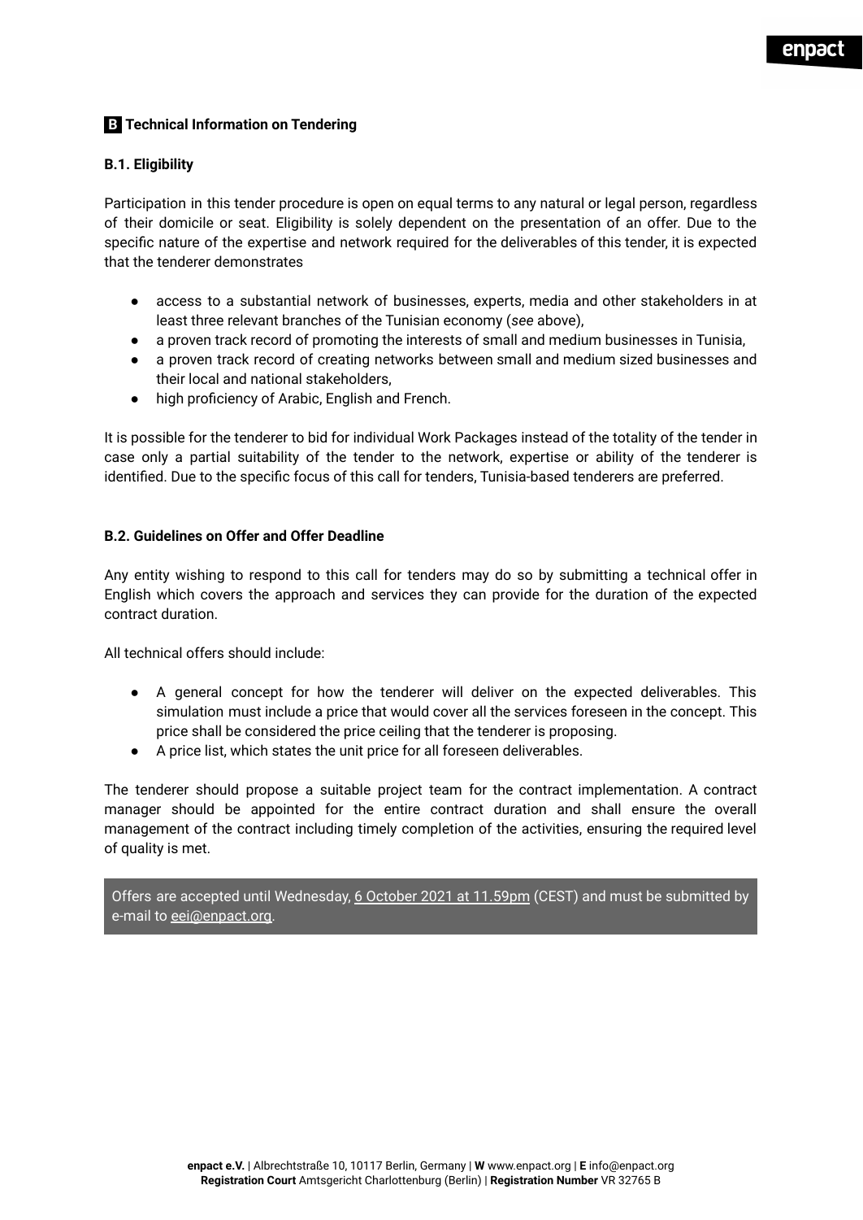## B Technical Information on Tendering

### B.1. Eligibility

Participation in this tender procedure is open on equal terms to any natural or legal person, regardless of their domicile or seat. Eligibility is solely dependent on the presentation of an offer. Due to the specific nature of the expertise and network required for the deliverables of this tender, it is expected that the tenderer demonstrates

- access to a substantial network of businesses, experts, media and other stakeholders in at least three relevant branches of the Tunisian economy (*see* above),
- a proven track record of promoting the interests of small and medium businesses in Tunisia,
- a proven track record of creating networks between small and medium sized businesses and their local and national stakeholders,
- high proficiency of Arabic, English and French.

It is possible for the tenderer to bid for individual Work Packages instead of the totality of the tender in case only a partial suitability of the tender to the network, expertise or ability of the tenderer is identified. Due to the specific focus of this call for tenders, Tunisia-based tenderers are preferred.

### B.2. Guidelines on Offer and Offer Deadline

Any entity wishing to respond to this call for tenders may do so by submitting a technical offer in English which covers the approach and services they can provide for the duration of the expected contract duration.

All technical offers should include:

- A general concept for how the tenderer will deliver on the expected deliverables. This simulation must include a price that would cover all the services foreseen in the concept. This price shall be considered the price ceiling that the tenderer is proposing.
- A price list, which states the unit price for all foreseen deliverables.

The tenderer should propose a suitable project team for the contract implementation. A contract manager should be appointed for the entire contract duration and shall ensure the overall management of the contract including timely completion of the activities, ensuring the required level of quality is met.

Offers are accepted until Wednesday, 6 October 2021 at 11.59pm (CEST) and must be submitted by e-mail to eei@enpact.org.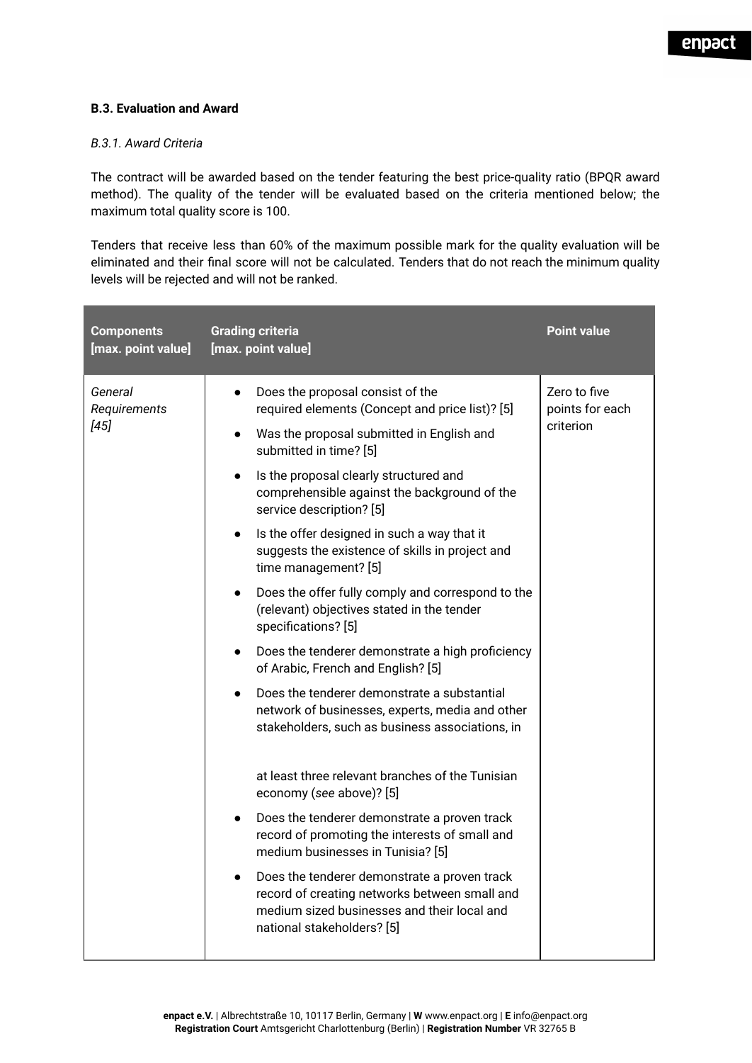**B.3. Evaluation and Award**

*B.3.1. Award Criteria*

The contract will be awarded based on the tender featuring the best price-quality ratio (BPQR award method). The quality of the tender will be evaluated based on the criteria mentioned below; the maximum total quality score is 100.

Tenders that receive less than 60% of the maximum possible mark for the quality evaluation will be eliminated and their final score will not be calculated. Tenders that do not reach the minimum quality levels will be rejected and will not be ranked.

| Components [max. point value] | Grading criteria [max. point value] | Point value |
|---|---|---|
| *General Requirements [45]* | • Does the proposal consist of the required elements (Concept and price list)? [5]<br>• Was the proposal submitted in English and submitted in time? [5]<br>• Is the proposal clearly structured and comprehensible against the background of the service description? [5]<br>• Is the offer designed in such a way that it suggests the existence of skills in project and time management? [5]<br>• Does the offer fully comply and correspond to the (relevant) objectives stated in the tender specifications? [5]<br>• Does the tenderer demonstrate a high proficiency of Arabic, French and English? [5]<br>• Does the tenderer demonstrate a substantial network of businesses, experts, media and other stakeholders, such as business associations, in at least three relevant branches of the Tunisian economy (*see* above)? [5]<br>• Does the tenderer demonstrate a proven track record of promoting the interests of small and medium businesses in Tunisia? [5]<br>• Does the tenderer demonstrate a proven track record of creating networks between small and medium sized businesses and their local and national stakeholders? [5] | Zero to five points for each criterion |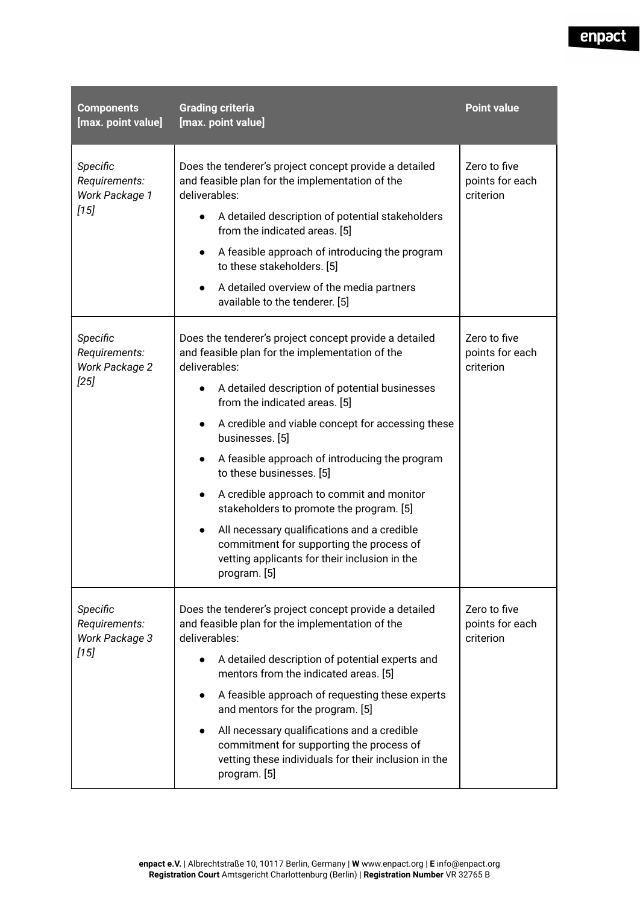| **Components [max. point value]** | **Grading criteria [max. point value]** | **Point value** |
|---|---|---|
| *Specific Requirements: Work Package 1 [15]* | Does the tenderer's project concept provide a detailed and feasible plan for the implementation of the deliverables:<br>• A detailed description of potential stakeholders from the indicated areas. [5]<br>• A feasible approach of introducing the program to these stakeholders. [5]<br>• A detailed overview of the media partners available to the tenderer. [5] | Zero to five points for each criterion |
| *Specific Requirements: Work Package 2 [25]* | Does the tenderer's project concept provide a detailed and feasible plan for the implementation of the deliverables:<br>• A detailed description of potential businesses from the indicated areas. [5]<br>• A credible and viable concept for accessing these businesses. [5]<br>• A feasible approach of introducing the program to these businesses. [5]<br>• A credible approach to commit and monitor stakeholders to promote the program. [5]<br>• All necessary qualifications and a credible commitment for supporting the process of vetting applicants for their inclusion in the program. [5] | Zero to five points for each criterion |
| *Specific Requirements: Work Package 3 [15]* | Does the tenderer's project concept provide a detailed and feasible plan for the implementation of the deliverables:<br>• A detailed description of potential experts and mentors from the indicated areas. [5]<br>• A feasible approach of requesting these experts and mentors for the program. [5]<br>• All necessary qualifications and a credible commitment for supporting the process of vetting these individuals for their inclusion in the program. [5] | Zero to five points for each criterion |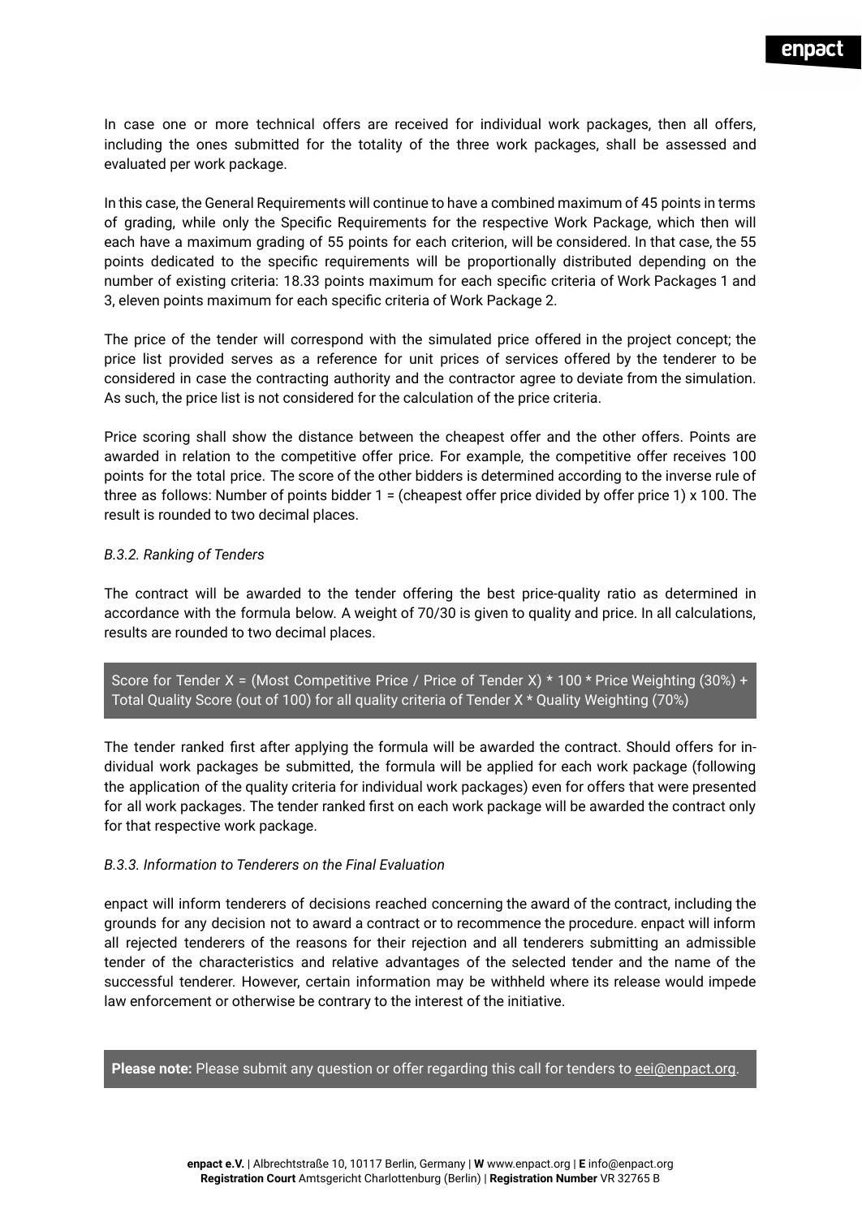In case one or more technical offers are received for individual work packages, then all offers, including the ones submitted for the totality of the three work packages, shall be assessed and evaluated per work package.

In this case, the General Requirements will continue to have a combined maximum of 45 points in terms of grading, while only the Specific Requirements for the respective Work Package, which then will each have a maximum grading of 55 points for each criterion, will be considered. In that case, the 55 points dedicated to the specific requirements will be proportionally distributed depending on the number of existing criteria: 18.33 points maximum for each specific criteria of Work Packages 1 and 3, eleven points maximum for each specific criteria of Work Package 2.

The price of the tender will correspond with the simulated price offered in the project concept; the price list provided serves as a reference for unit prices of services offered by the tenderer to be considered in case the contracting authority and the contractor agree to deviate from the simulation. As such, the price list is not considered for the calculation of the price criteria.

Price scoring shall show the distance between the cheapest offer and the other offers. Points are awarded in relation to the competitive offer price. For example, the competitive offer receives 100 points for the total price. The score of the other bidders is determined according to the inverse rule of three as follows: Number of points bidder 1 = (cheapest offer price divided by offer price 1) x 100. The result is rounded to two decimal places.

*B.3.2. Ranking of Tenders*

The contract will be awarded to the tender offering the best price-quality ratio as determined in accordance with the formula below. A weight of 70/30 is given to quality and price. In all calculations, results are rounded to two decimal places.

Score for Tender X = (Most Competitive Price / Price of Tender X) * 100 * Price Weighting (30%) + Total Quality Score (out of 100) for all quality criteria of Tender X * Quality Weighting (70%)

The tender ranked first after applying the formula will be awarded the contract. Should offers for individual work packages be submitted, the formula will be applied for each work package (following the application of the quality criteria for individual work packages) even for offers that were presented for all work packages. The tender ranked first on each work package will be awarded the contract only for that respective work package.

*B.3.3. Information to Tenderers on the Final Evaluation*

enpact will inform tenderers of decisions reached concerning the award of the contract, including the grounds for any decision not to award a contract or to recommence the procedure. enpact will inform all rejected tenderers of the reasons for their rejection and all tenderers submitting an admissible tender of the characteristics and relative advantages of the selected tender and the name of the successful tenderer. However, certain information may be withheld where its release would impede law enforcement or otherwise be contrary to the interest of the initiative.

**Please note:** Please submit any question or offer regarding this call for tenders to eei@enpact.org.